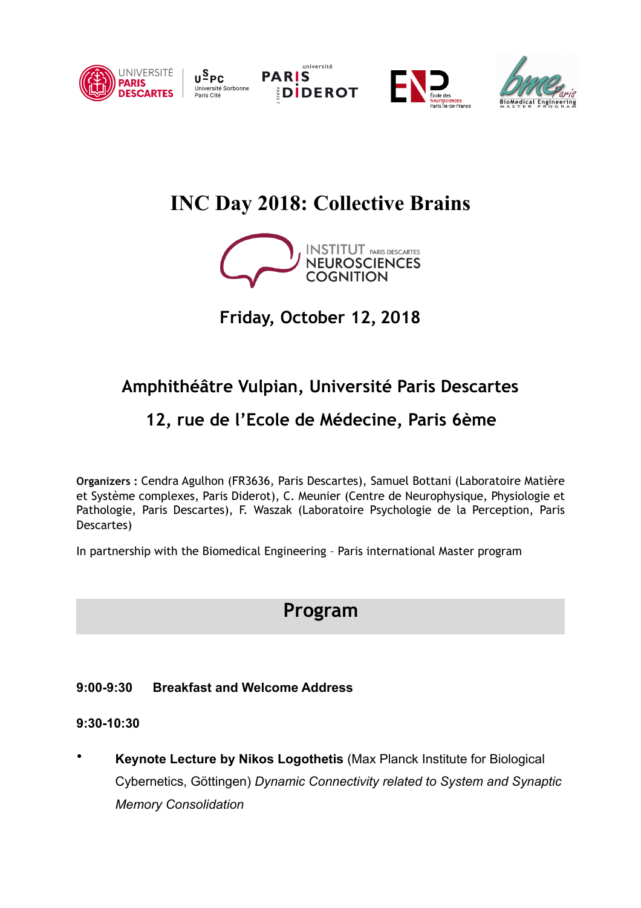# INC Day 2018: Collective Brains

INSTITUT PARIS DESCARTES NEUROSCIENCES COGNITION

## Friday, October 12, 2018

## Amphithéâtre Vulpian, Université Paris Descartes

## 12, rue de l'Ecole de Médecine, Paris 6ème

**Organizers :** Cendra Agulhon (FR3636, Paris Descartes), Samuel Bottani (Laboratoire Matière et Système complexes, Paris Diderot), C. Meunier (Centre de Neurophysique, Physiologie et Pathologie, Paris Descartes), F. Waszak (Laboratoire Psychologie de la Perception, Paris Descartes)

In partnership with the Biomedical Engineering – Paris international Master program

## Program

**9:00-9:30 Breakfast and Welcome Address**

**9:30-10:30**

- **Keynote Lecture by Nikos Logothetis** (Max Planck Institute for Biological Cybernetics, Göttingen) *Dynamic Connectivity related to System and Synaptic Memory Consolidation*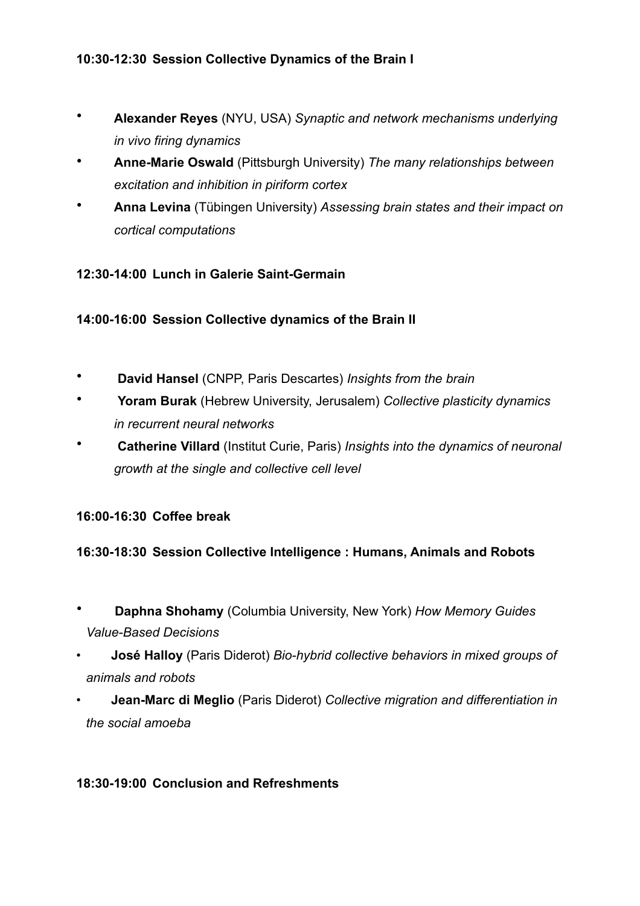**10:30-12:30 Session Collective Dynamics of the Brain I**

- **Alexander Reyes** (NYU, USA) *Synaptic and network mechanisms underlying in vivo firing dynamics*
- **Anne-Marie Oswald** (Pittsburgh University) *The many relationships between excitation and inhibition in piriform cortex*
- **Anna Levina** (Tübingen University) *Assessing brain states and their impact on cortical computations*

**12:30-14:00 Lunch in Galerie Saint-Germain**

**14:00-16:00 Session Collective dynamics of the Brain II**

- **David Hansel** (CNPP, Paris Descartes) *Insights from the brain*
- **Yoram Burak** (Hebrew University, Jerusalem) *Collective plasticity dynamics in recurrent neural networks*
- **Catherine Villard** (Institut Curie, Paris) *Insights into the dynamics of neuronal growth at the single and collective cell level*

**16:00-16:30 Coffee break**

**16:30-18:30 Session Collective Intelligence : Humans, Animals and Robots**

- **Daphna Shohamy** (Columbia University, New York) *How Memory Guides Value-Based Decisions*
- **José Halloy** (Paris Diderot) *Bio-hybrid collective behaviors in mixed groups of animals and robots*
- **Jean-Marc di Meglio** (Paris Diderot) *Collective migration and differentiation in the social amoeba*

**18:30-19:00 Conclusion and Refreshments**